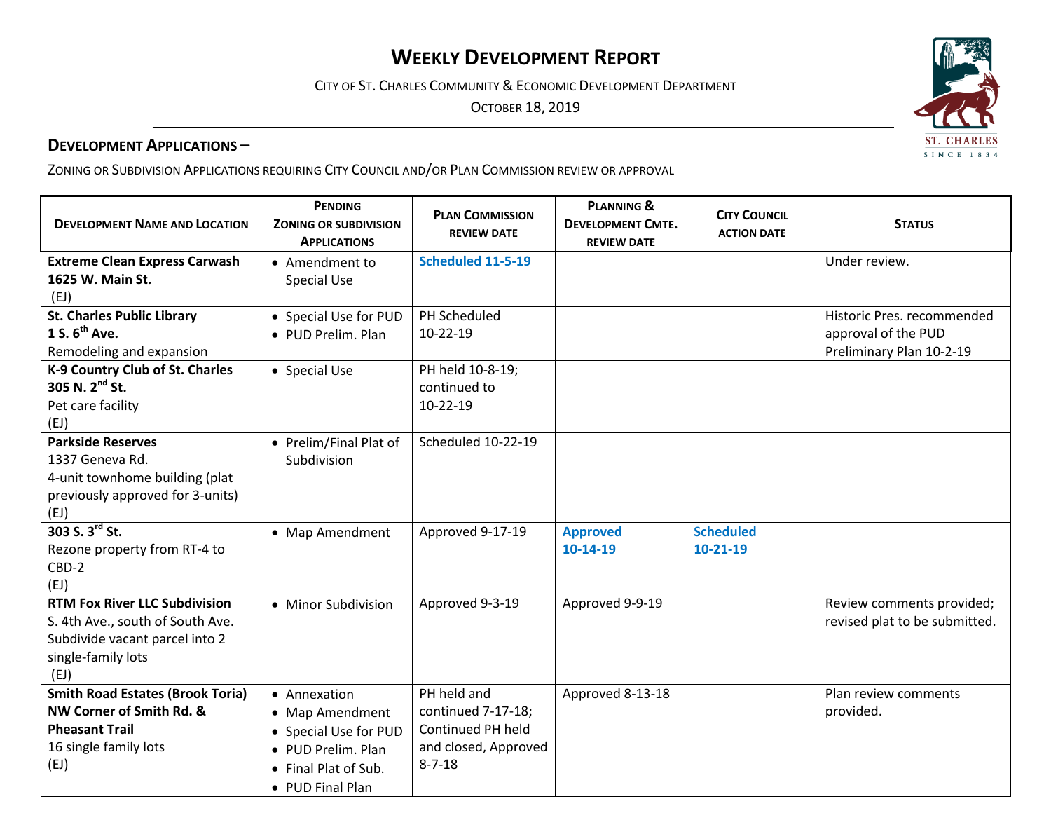# WEEKLY DEVELOPMENT REPORT

CITY OF ST. CHARLES COMMUNITY & ECONOMIC DEVELOPMENT DEPARTMENT

OCTOBER 18, 2019

## DEVELOPMENT APPLICATIONS –

ZONING OR SUBDIVISION APPLICATIONS REQUIRING CITY COUNCIL AND/OR PLAN COMMISSION REVIEW OR APPROVAL

| DEVELOPMENT NAME AND LOCATION | PENDING ZONING OR SUBDIVISION APPLICATIONS | PLAN COMMISSION REVIEW DATE | PLANNING & DEVELOPMENT CMTE. REVIEW DATE | CITY COUNCIL ACTION DATE | STATUS |
|---|---|---|---|---|---|
| **Extreme Clean Express Carwash** **1625 W. Main St.** (EJ) | • Amendment to Special Use | **Scheduled 11-5-19** | | | Under review. |
| **St. Charles Public Library** **1 S. 6th Ave.** Remodeling and expansion | • Special Use for PUD • PUD Prelim. Plan | PH Scheduled 10-22-19 | | | Historic Pres. recommended approval of the PUD Preliminary Plan 10-2-19 |
| **K-9 Country Club of St. Charles** **305 N. 2nd St.** Pet care facility (EJ) | • Special Use | PH held 10-8-19; continued to 10-22-19 | | | |
| **Parkside Reserves** 1337 Geneva Rd. 4-unit townhome building (plat previously approved for 3-units) (EJ) | • Prelim/Final Plat of Subdivision | Scheduled 10-22-19 | | | |
| **303 S. 3rd St.** Rezone property from RT-4 to CBD-2 (EJ) | • Map Amendment | Approved 9-17-19 | **Approved 10-14-19** | **Scheduled 10-21-19** | |
| **RTM Fox River LLC Subdivision** S. 4th Ave., south of South Ave. Subdivide vacant parcel into 2 single-family lots (EJ) | • Minor Subdivision | Approved 9-3-19 | Approved 9-9-19 | | Review comments provided; revised plat to be submitted. |
| **Smith Road Estates (Brook Toria)** **NW Corner of Smith Rd. & Pheasant Trail** 16 single family lots (EJ) | • Annexation • Map Amendment • Special Use for PUD • PUD Prelim. Plan • Final Plat of Sub. • PUD Final Plan | PH held and continued 7-17-18; Continued PH held and closed, Approved 8-7-18 | Approved 8-13-18 | | Plan review comments provided. |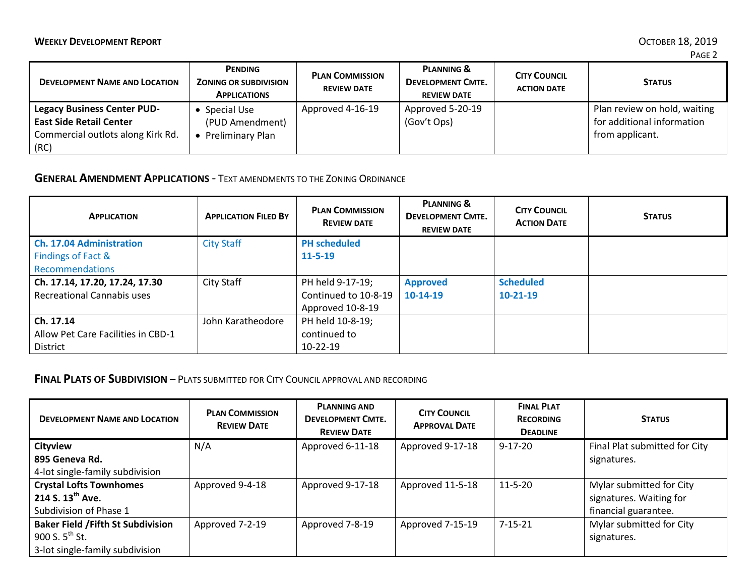| Development Name and Location | Pending Zoning or Subdivision Applications | Plan Commission review date | Planning & Development Cmte. review date | City Council action date | Status |
|---|---|---|---|---|---|
| **Legacy Business Center PUD-** **East Side Retail Center** Commercial outlots along Kirk Rd. (RC) | • Special Use (PUD Amendment) • Preliminary Plan | Approved 4-16-19 | Approved 5-20-19 (Gov't Ops) | | Plan review on hold, waiting for additional information from applicant. |

## General Amendment Applications - Text amendments to the Zoning Ordinance

| Application | Application Filed By | Plan Commission Review date | Planning & Development Cmte. review date | City Council Action Date | Status |
|---|---|---|---|---|---|
| **Ch. 17.04 Administration** Findings of Fact & Recommendations | City Staff | **PH scheduled 11-5-19** | | | |
| **Ch. 17.14, 17.20, 17.24, 17.30** Recreational Cannabis uses | City Staff | PH held 9-17-19; Continued to 10-8-19 Approved 10-8-19 | **Approved 10-14-19** | **Scheduled 10-21-19** | |
| **Ch. 17.14** Allow Pet Care Facilities in CBD-1 District | John Karatheodore | PH held 10-8-19; continued to 10-22-19 | | | |

## Final Plats of Subdivision – Plats submitted for City Council approval and recording

| Development Name and Location | Plan Commission Review Date | Planning and Development Cmte. Review Date | City Council Approval Date | Final Plat Recording Deadline | Status |
|---|---|---|---|---|---|
| **Cityview** **895 Geneva Rd.** 4-lot single-family subdivision | N/A | Approved 6-11-18 | Approved 9-17-18 | 9-17-20 | Final Plat submitted for City signatures. |
| **Crystal Lofts Townhomes** **214 S. 13th Ave.** Subdivision of Phase 1 | Approved 9-4-18 | Approved 9-17-18 | Approved 11-5-18 | 11-5-20 | Mylar submitted for City signatures. Waiting for financial guarantee. |
| **Baker Field /Fifth St Subdivision** 900 S. 5th St. 3-lot single-family subdivision | Approved 7-2-19 | Approved 7-8-19 | Approved 7-15-19 | 7-15-21 | Mylar submitted for City signatures. |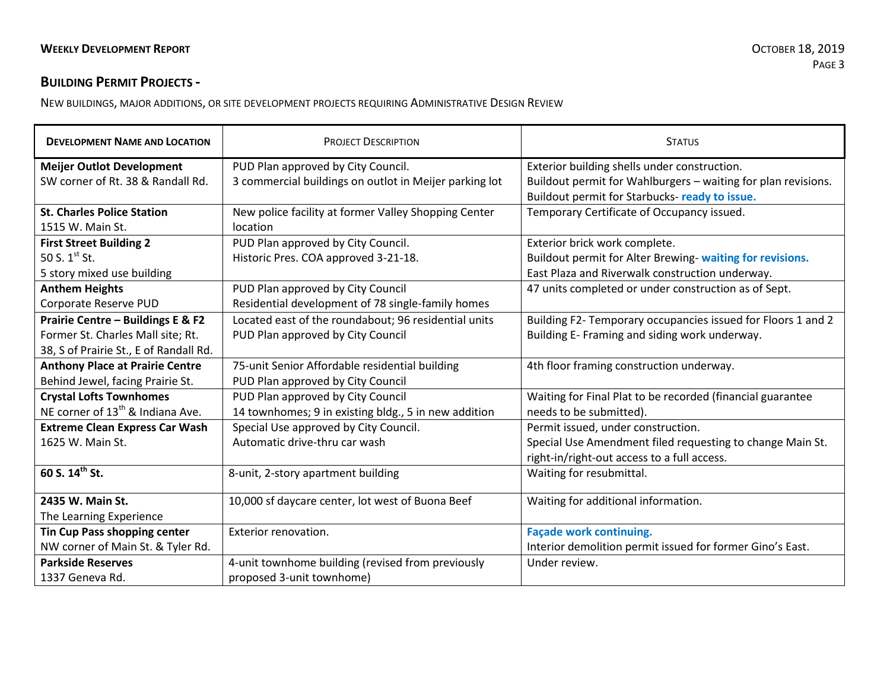## Building Permit Projects -

New buildings, major additions, or site development projects requiring Administrative Design Review

| Development Name and Location | Project Description | Status |
| --- | --- | --- |
| **Meijer Outlot Development**<br>SW corner of Rt. 38 & Randall Rd. | PUD Plan approved by City Council.<br>3 commercial buildings on outlot in Meijer parking lot | Exterior building shells under construction.<br>Buildout permit for Wahlburgers – waiting for plan revisions.<br>Buildout permit for Starbucks- **ready to issue.** |
| **St. Charles Police Station**<br>1515 W. Main St. | New police facility at former Valley Shopping Center location | Temporary Certificate of Occupancy issued. |
| **First Street Building 2**<br>50 S. 1st St.<br>5 story mixed use building | PUD Plan approved by City Council.<br>Historic Pres. COA approved 3-21-18. | Exterior brick work complete.<br>Buildout permit for Alter Brewing- **waiting for revisions.**<br>East Plaza and Riverwalk construction underway. |
| **Anthem Heights**<br>Corporate Reserve PUD | PUD Plan approved by City Council<br>Residential development of 78 single-family homes | 47 units completed or under construction as of Sept. |
| **Prairie Centre – Buildings E & F2**<br>Former St. Charles Mall site; Rt. 38, S of Prairie St., E of Randall Rd. | Located east of the roundabout; 96 residential units<br>PUD Plan approved by City Council | Building F2- Temporary occupancies issued for Floors 1 and 2<br>Building E- Framing and siding work underway. |
| **Anthony Place at Prairie Centre**<br>Behind Jewel, facing Prairie St. | 75-unit Senior Affordable residential building<br>PUD Plan approved by City Council | 4th floor framing construction underway. |
| **Crystal Lofts Townhomes**<br>NE corner of 13th & Indiana Ave. | PUD Plan approved by City Council<br>14 townhomes; 9 in existing bldg., 5 in new addition | Waiting for Final Plat to be recorded (financial guarantee needs to be submitted). |
| **Extreme Clean Express Car Wash**<br>1625 W. Main St. | Special Use approved by City Council.<br>Automatic drive-thru car wash | Permit issued, under construction.<br>Special Use Amendment filed requesting to change Main St. right-in/right-out access to a full access. |
| **60 S. 14th St.** | 8-unit, 2-story apartment building | Waiting for resubmittal. |
| **2435 W. Main St.**<br>The Learning Experience | 10,000 sf daycare center, lot west of Buona Beef | Waiting for additional information. |
| **Tin Cup Pass shopping center**<br>NW corner of Main St. & Tyler Rd. | Exterior renovation. | **Façade work continuing.**<br>Interior demolition permit issued for former Gino's East. |
| **Parkside Reserves**<br>1337 Geneva Rd. | 4-unit townhome building (revised from previously proposed 3-unit townhome) | Under review. |